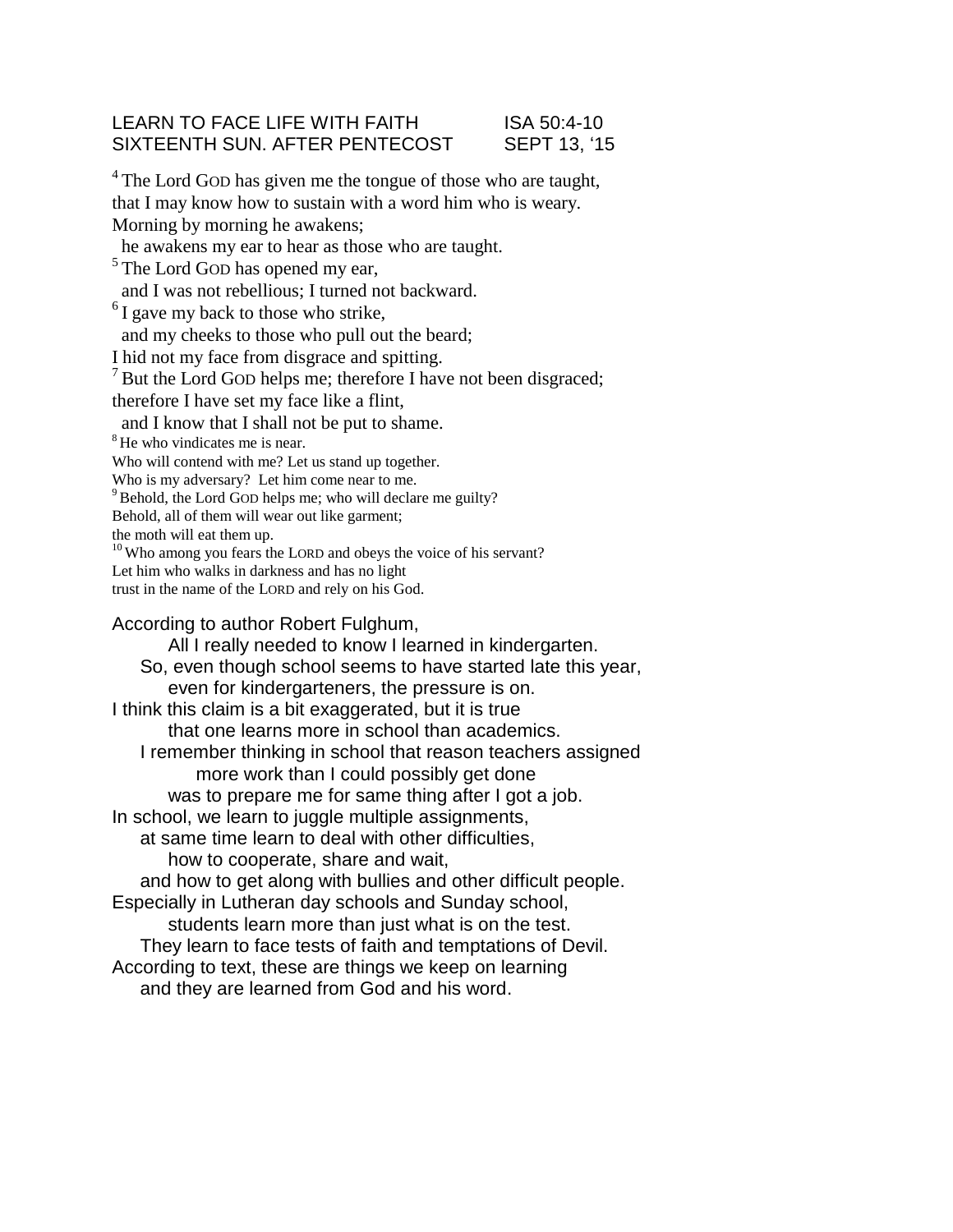LEARN TO FACE LIFE WITH FAITH ISA 50:4-10
SIXTEENTH SUN. AFTER PENTECOST SEPT 13, '15

[4] The Lord GOD has given me the tongue of those who are taught,
that I may know how to sustain with a word him who is weary.
Morning by morning he awakens;
he awakens my ear to hear as those who are taught.
[5] The Lord GOD has opened my ear,
and I was not rebellious; I turned not backward.
[6] I gave my back to those who strike,
and my cheeks to those who pull out the beard;
I hid not my face from disgrace and spitting.
[7] But the Lord GOD helps me; therefore I have not been disgraced;
therefore I have set my face like a flint,
and I know that I shall not be put to shame.
[8] He who vindicates me is near.
Who will contend with me? Let us stand up together.
Who is my adversary? Let him come near to me.
[9] Behold, the Lord GOD helps me; who will declare me guilty?
Behold, all of them will wear out like garment;
the moth will eat them up.
[10] Who among you fears the LORD and obeys the voice of his servant?
Let him who walks in darkness and has no light
trust in the name of the LORD and rely on his God.

According to author Robert Fulghum,
All I really needed to know I learned in kindergarten.
So, even though school seems to have started late this year,
even for kindergarteners, the pressure is on.
I think this claim is a bit exaggerated, but it is true
that one learns more in school than academics.
I remember thinking in school that reason teachers assigned
more work than I could possibly get done
was to prepare me for same thing after I got a job.
In school, we learn to juggle multiple assignments,
at same time learn to deal with other difficulties,
how to cooperate, share and wait,
and how to get along with bullies and other difficult people.
Especially in Lutheran day schools and Sunday school,
students learn more than just what is on the test.
They learn to face tests of faith and temptations of Devil.
According to text, these are things we keep on learning
and they are learned from God and his word.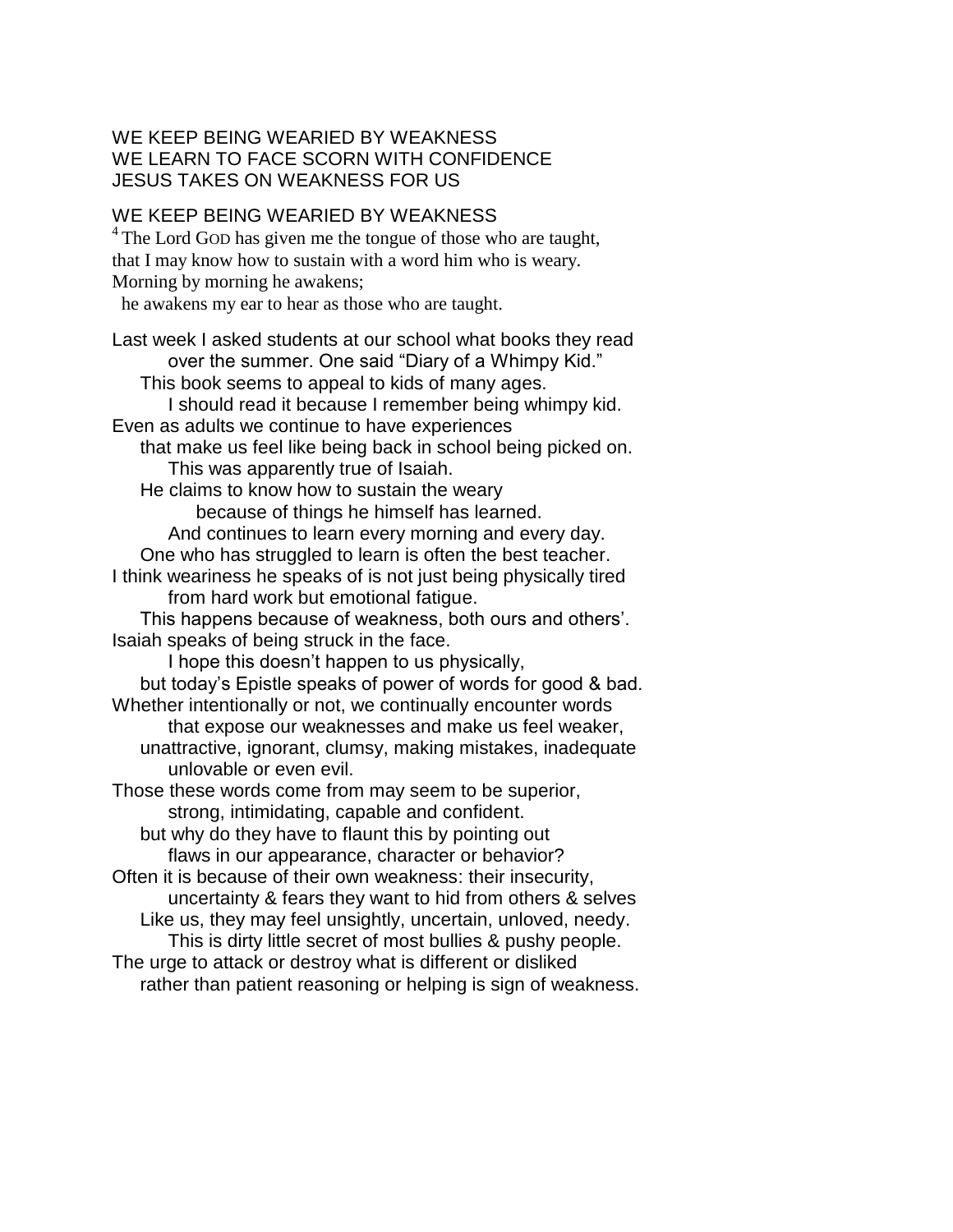WE KEEP BEING WEARIED BY WEAKNESS
WE LEARN TO FACE SCORN WITH CONFIDENCE
JESUS TAKES ON WEAKNESS FOR US

WE KEEP BEING WEARIED BY WEAKNESS

[4] The Lord GOD has given me the tongue of those who are taught,
that I may know how to sustain with a word him who is weary.
Morning by morning he awakens;
he awakens my ear to hear as those who are taught.

Last week I asked students at our school what books they read
over the summer. One said "Diary of a Whimpy Kid."
This book seems to appeal to kids of many ages.
I should read it because I remember being whimpy kid.
Even as adults we continue to have experiences
that make us feel like being back in school being picked on.
This was apparently true of Isaiah.
He claims to know how to sustain the weary
because of things he himself has learned.
And continues to learn every morning and every day.
One who has struggled to learn is often the best teacher.
I think weariness he speaks of is not just being physically tired
from hard work but emotional fatigue.
This happens because of weakness, both ours and others'.
Isaiah speaks of being struck in the face.
I hope this doesn't happen to us physically,
but today's Epistle speaks of power of words for good & bad.
Whether intentionally or not, we continually encounter words
that expose our weaknesses and make us feel weaker,
unattractive, ignorant, clumsy, making mistakes, inadequate
unlovable or even evil.
Those these words come from may seem to be superior,
strong, intimidating, capable and confident.
but why do they have to flaunt this by pointing out
flaws in our appearance, character or behavior?
Often it is because of their own weakness: their insecurity,
uncertainty & fears they want to hid from others & selves
Like us, they may feel unsightly, uncertain, unloved, needy.
This is dirty little secret of most bullies & pushy people.
The urge to attack or destroy what is different or disliked
rather than patient reasoning or helping is sign of weakness.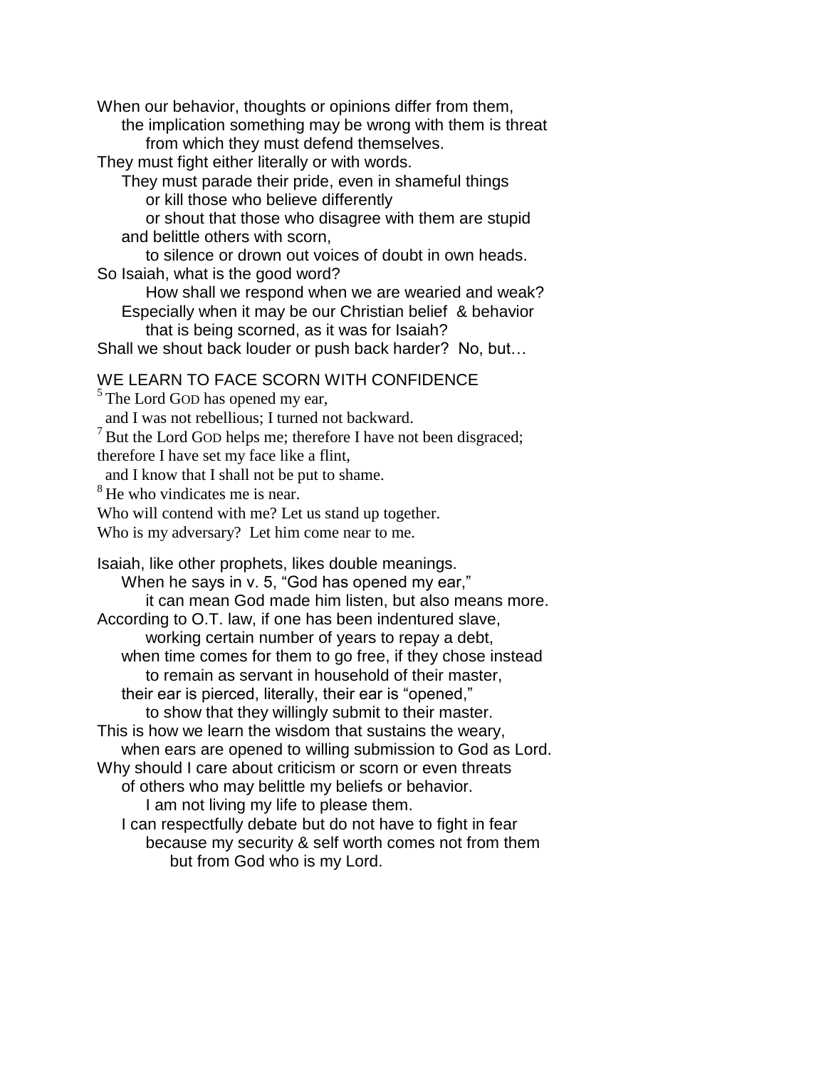When our behavior, thoughts or opinions differ from them,
the implication something may be wrong with them is threat
from which they must defend themselves.
They must fight either literally or with words.
They must parade their pride, even in shameful things
or kill those who believe differently
or shout that those who disagree with them are stupid
and belittle others with scorn,
to silence or drown out voices of doubt in own heads.
So Isaiah, what is the good word?
How shall we respond when we are wearied and weak?
Especially when it may be our Christian belief & behavior
that is being scorned, as it was for Isaiah?
Shall we shout back louder or push back harder? No, but…

## WE LEARN TO FACE SCORN WITH CONFIDENCE

[5] The Lord GOD has opened my ear,
and I was not rebellious; I turned not backward.
[7] But the Lord GOD helps me; therefore I have not been disgraced;
therefore I have set my face like a flint,
and I know that I shall not be put to shame.
[8] He who vindicates me is near.
Who will contend with me? Let us stand up together.
Who is my adversary? Let him come near to me.

Isaiah, like other prophets, likes double meanings.
When he says in v. 5, “God has opened my ear,”
it can mean God made him listen, but also means more.
According to O.T. law, if one has been indentured slave,
working certain number of years to repay a debt,
when time comes for them to go free, if they chose instead
to remain as servant in household of their master,
their ear is pierced, literally, their ear is “opened,”
to show that they willingly submit to their master.
This is how we learn the wisdom that sustains the weary,
when ears are opened to willing submission to God as Lord.
Why should I care about criticism or scorn or even threats
of others who may belittle my beliefs or behavior.
I am not living my life to please them.
I can respectfully debate but do not have to fight in fear
because my security & self worth comes not from them
but from God who is my Lord.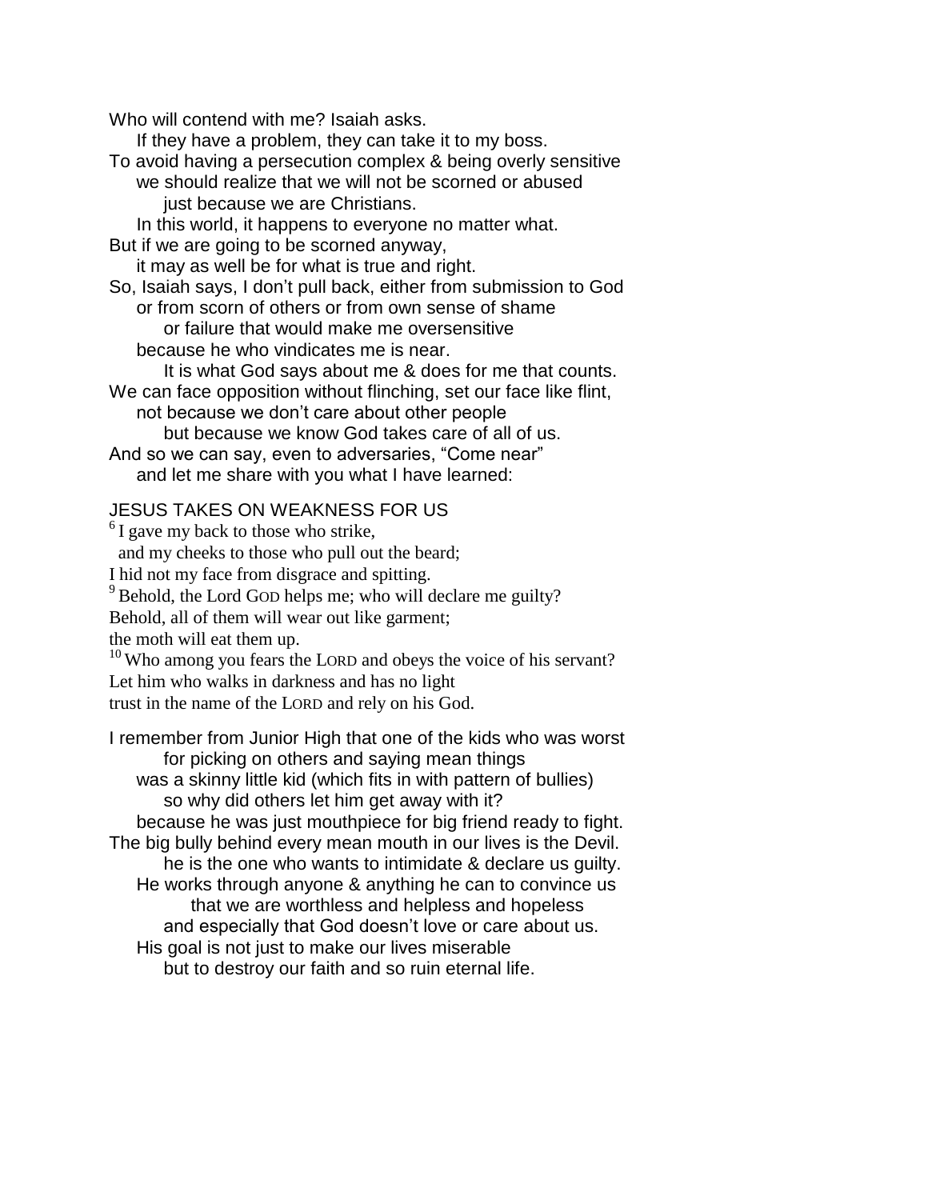Who will contend with me? Isaiah asks.
If they have a problem, they can take it to my boss.
To avoid having a persecution complex & being overly sensitive
we should realize that we will not be scorned or abused
just because we are Christians.
In this world, it happens to everyone no matter what.
But if we are going to be scorned anyway,
it may as well be for what is true and right.
So, Isaiah says, I don't pull back, either from submission to God
or from scorn of others or from own sense of shame
or failure that would make me oversensitive
because he who vindicates me is near.
It is what God says about me & does for me that counts.
We can face opposition without flinching, set our face like flint,
not because we don't care about other people
but because we know God takes care of all of us.
And so we can say, even to adversaries, "Come near"
and let me share with you what I have learned:

## JESUS TAKES ON WEAKNESS FOR US

[6] I gave my back to those who strike,
and my cheeks to those who pull out the beard;
I hid not my face from disgrace and spitting.
[9] Behold, the Lord GOD helps me; who will declare me guilty?
Behold, all of them will wear out like garment;
the moth will eat them up.
[10] Who among you fears the LORD and obeys the voice of his servant?
Let him who walks in darkness and has no light
trust in the name of the LORD and rely on his God.

I remember from Junior High that one of the kids who was worst
for picking on others and saying mean things
was a skinny little kid (which fits in with pattern of bullies)
so why did others let him get away with it?
because he was just mouthpiece for big friend ready to fight.
The big bully behind every mean mouth in our lives is the Devil.
he is the one who wants to intimidate & declare us guilty.
He works through anyone & anything he can to convince us
that we are worthless and helpless and hopeless
and especially that God doesn't love or care about us.
His goal is not just to make our lives miserable
but to destroy our faith and so ruin eternal life.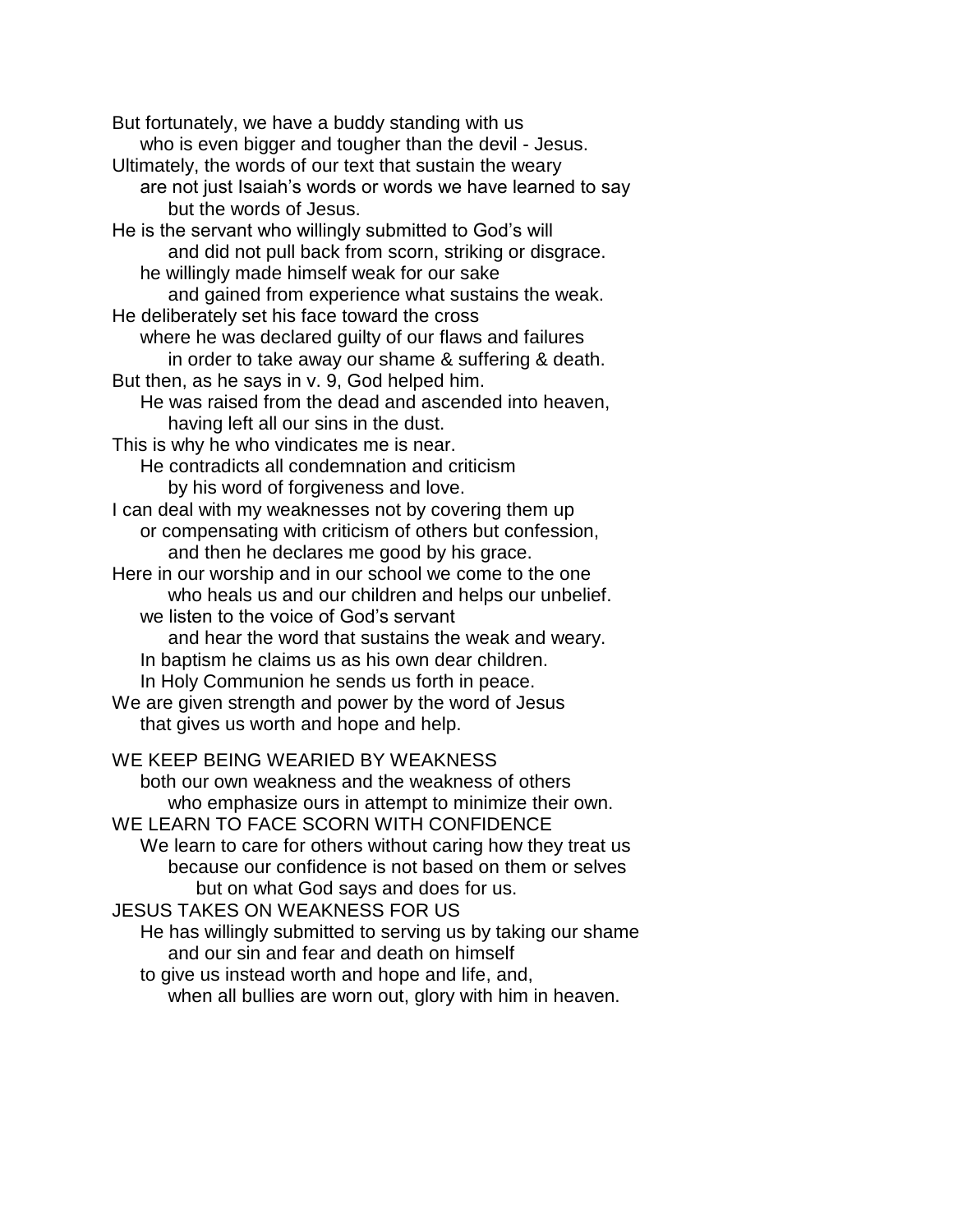But fortunately, we have a buddy standing with us
who is even bigger and tougher than the devil - Jesus.
Ultimately, the words of our text that sustain the weary
are not just Isaiah's words or words we have learned to say
but the words of Jesus.
He is the servant who willingly submitted to God's will
and did not pull back from scorn, striking or disgrace.
he willingly made himself weak for our sake
and gained from experience what sustains the weak.
He deliberately set his face toward the cross
where he was declared guilty of our flaws and failures
in order to take away our shame & suffering & death.
But then, as he says in v. 9, God helped him.
He was raised from the dead and ascended into heaven,
having left all our sins in the dust.
This is why he who vindicates me is near.
He contradicts all condemnation and criticism
by his word of forgiveness and love.
I can deal with my weaknesses not by covering them up
or compensating with criticism of others but confession,
and then he declares me good by his grace.
Here in our worship and in our school we come to the one
who heals us and our children and helps our unbelief.
we listen to the voice of God's servant
and hear the word that sustains the weak and weary.
In baptism he claims us as his own dear children.
In Holy Communion he sends us forth in peace.
We are given strength and power by the word of Jesus
that gives us worth and hope and help.

WE KEEP BEING WEARIED BY WEAKNESS
both our own weakness and the weakness of others
who emphasize ours in attempt to minimize their own.
WE LEARN TO FACE SCORN WITH CONFIDENCE
We learn to care for others without caring how they treat us
because our confidence is not based on them or selves
but on what God says and does for us.
JESUS TAKES ON WEAKNESS FOR US
He has willingly submitted to serving us by taking our shame
and our sin and fear and death on himself
to give us instead worth and hope and life, and,
when all bullies are worn out, glory with him in heaven.